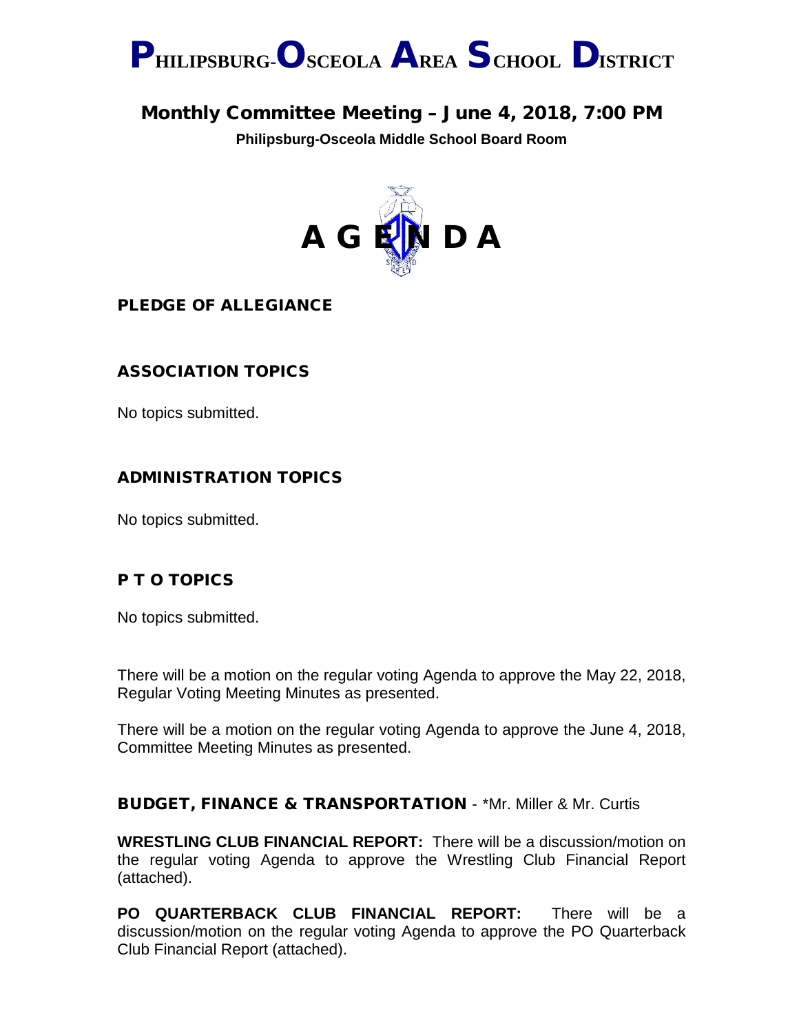# PHILIPSBURG-OSCEOLA AREA SCHOOL DISTRICT

## Monthly Committee Meeting – June 4, 2018, 7:00 PM

**Philipsburg-Osceola Middle School Board Room**

# A G E N D A

### PLEDGE OF ALLEGIANCE

### ASSOCIATION TOPICS

No topics submitted.

### ADMINISTRATION TOPICS

No topics submitted.

### P T O TOPICS

No topics submitted.

There will be a motion on the regular voting Agenda to approve the May 22, 2018, Regular Voting Meeting Minutes as presented.

There will be a motion on the regular voting Agenda to approve the June 4, 2018, Committee Meeting Minutes as presented.

### BUDGET, FINANCE & TRANSPORTATION - *Mr. Miller & Mr. Curtis

**WRESTLING CLUB FINANCIAL REPORT:** There will be a discussion/motion on the regular voting Agenda to approve the Wrestling Club Financial Report (attached).

**PO QUARTERBACK CLUB FINANCIAL REPORT:** There will be a discussion/motion on the regular voting Agenda to approve the PO Quarterback Club Financial Report (attached).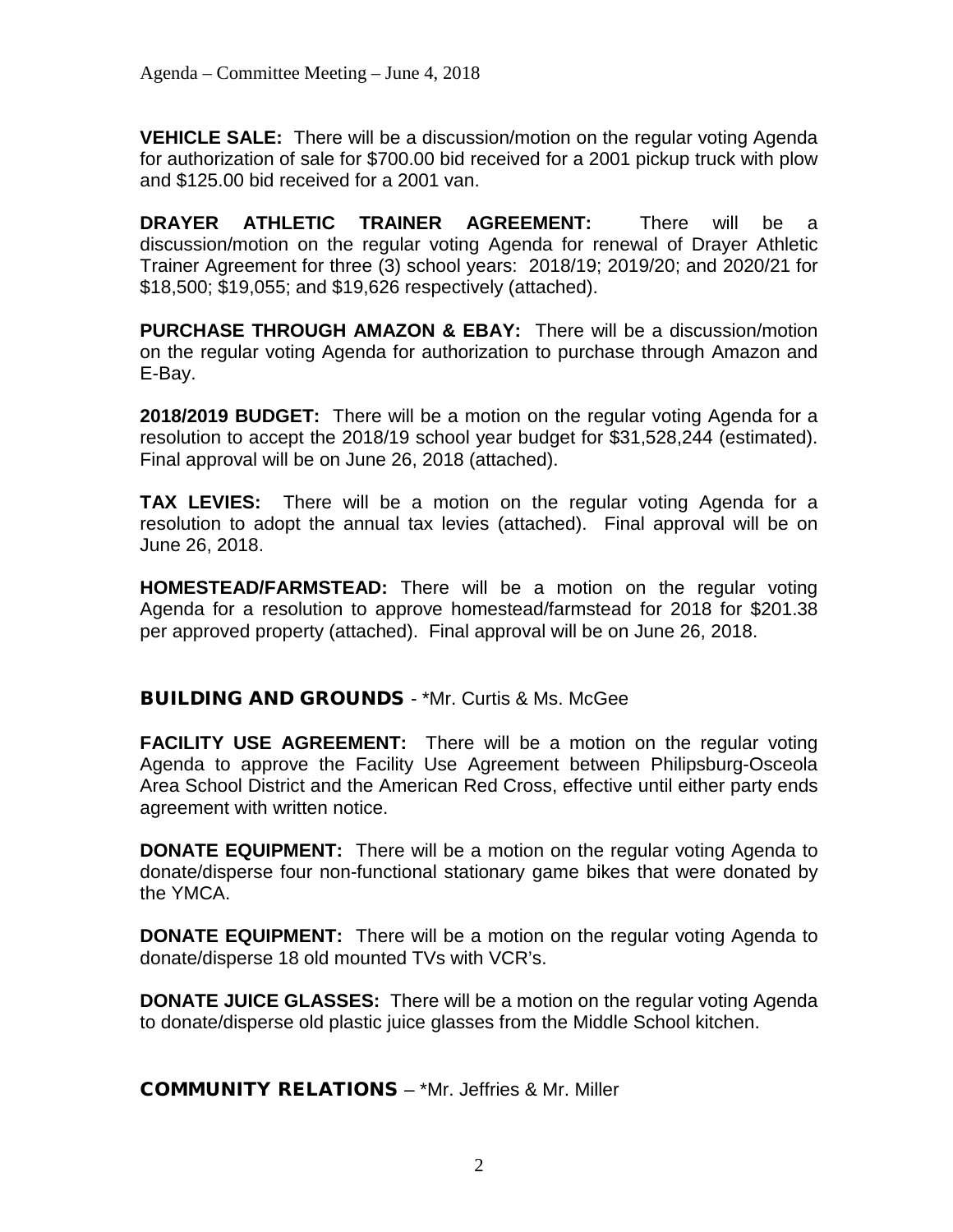**VEHICLE SALE:** There will be a discussion/motion on the regular voting Agenda for authorization of sale for $700.00 bid received for a 2001 pickup truck with plow and $125.00 bid received for a 2001 van.

**DRAYER ATHLETIC TRAINER AGREEMENT:** There will be a discussion/motion on the regular voting Agenda for renewal of Drayer Athletic Trainer Agreement for three (3) school years: 2018/19; 2019/20; and 2020/21 for $18,500; $19,055; and $19,626 respectively (attached).

**PURCHASE THROUGH AMAZON & EBAY:** There will be a discussion/motion on the regular voting Agenda for authorization to purchase through Amazon and E-Bay.

**2018/2019 BUDGET:** There will be a motion on the regular voting Agenda for a resolution to accept the 2018/19 school year budget for $31,528,244 (estimated). Final approval will be on June 26, 2018 (attached).

**TAX LEVIES:** There will be a motion on the regular voting Agenda for a resolution to adopt the annual tax levies (attached). Final approval will be on June 26, 2018.

**HOMESTEAD/FARMSTEAD:** There will be a motion on the regular voting Agenda for a resolution to approve homestead/farmstead for 2018 for $201.38 per approved property (attached). Final approval will be on June 26, 2018.

## BUILDING AND GROUNDS - *Mr. Curtis & Ms. McGee

**FACILITY USE AGREEMENT:** There will be a motion on the regular voting Agenda to approve the Facility Use Agreement between Philipsburg-Osceola Area School District and the American Red Cross, effective until either party ends agreement with written notice.

**DONATE EQUIPMENT:** There will be a motion on the regular voting Agenda to donate/disperse four non-functional stationary game bikes that were donated by the YMCA.

**DONATE EQUIPMENT:** There will be a motion on the regular voting Agenda to donate/disperse 18 old mounted TVs with VCR's.

**DONATE JUICE GLASSES:** There will be a motion on the regular voting Agenda to donate/disperse old plastic juice glasses from the Middle School kitchen.

## COMMUNITY RELATIONS – *Mr. Jeffries & Mr. Miller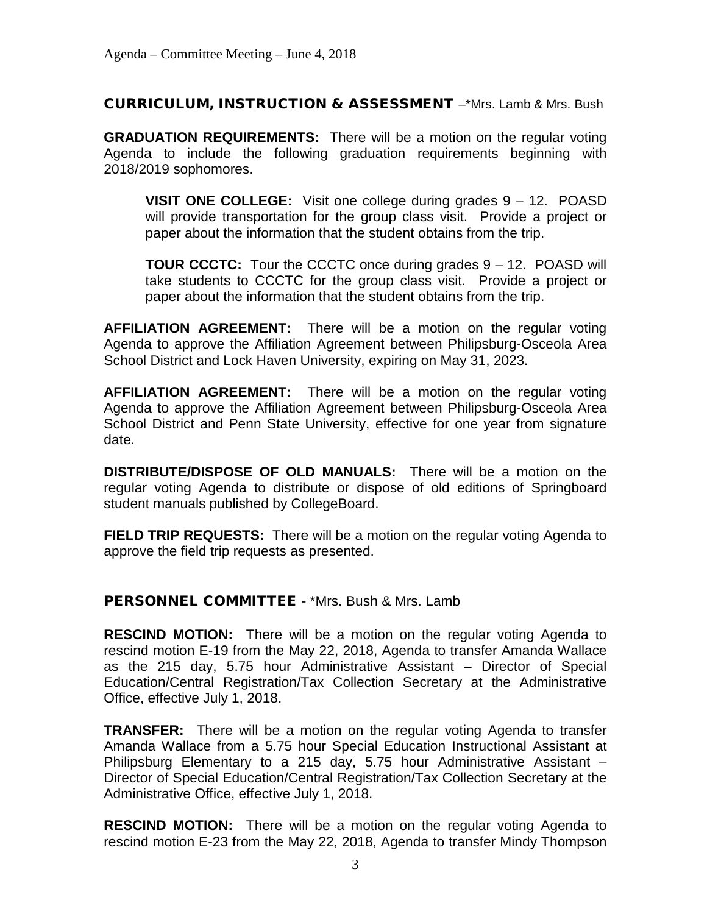## CURRICULUM, INSTRUCTION & ASSESSMENT –*Mrs. Lamb & Mrs. Bush

**GRADUATION REQUIREMENTS:** There will be a motion on the regular voting Agenda to include the following graduation requirements beginning with 2018/2019 sophomores.

> **VISIT ONE COLLEGE:** Visit one college during grades 9 – 12. POASD will provide transportation for the group class visit. Provide a project or paper about the information that the student obtains from the trip.
>
> **TOUR CCCTC:** Tour the CCCTC once during grades 9 – 12. POASD will take students to CCCTC for the group class visit. Provide a project or paper about the information that the student obtains from the trip.

**AFFILIATION AGREEMENT:** There will be a motion on the regular voting Agenda to approve the Affiliation Agreement between Philipsburg-Osceola Area School District and Lock Haven University, expiring on May 31, 2023.

**AFFILIATION AGREEMENT:** There will be a motion on the regular voting Agenda to approve the Affiliation Agreement between Philipsburg-Osceola Area School District and Penn State University, effective for one year from signature date.

**DISTRIBUTE/DISPOSE OF OLD MANUALS:** There will be a motion on the regular voting Agenda to distribute or dispose of old editions of Springboard student manuals published by CollegeBoard.

**FIELD TRIP REQUESTS:** There will be a motion on the regular voting Agenda to approve the field trip requests as presented.

## PERSONNEL COMMITTEE - *Mrs. Bush & Mrs. Lamb

**RESCIND MOTION:** There will be a motion on the regular voting Agenda to rescind motion E-19 from the May 22, 2018, Agenda to transfer Amanda Wallace as the 215 day, 5.75 hour Administrative Assistant – Director of Special Education/Central Registration/Tax Collection Secretary at the Administrative Office, effective July 1, 2018.

**TRANSFER:** There will be a motion on the regular voting Agenda to transfer Amanda Wallace from a 5.75 hour Special Education Instructional Assistant at Philipsburg Elementary to a 215 day, 5.75 hour Administrative Assistant – Director of Special Education/Central Registration/Tax Collection Secretary at the Administrative Office, effective July 1, 2018.

**RESCIND MOTION:** There will be a motion on the regular voting Agenda to rescind motion E-23 from the May 22, 2018, Agenda to transfer Mindy Thompson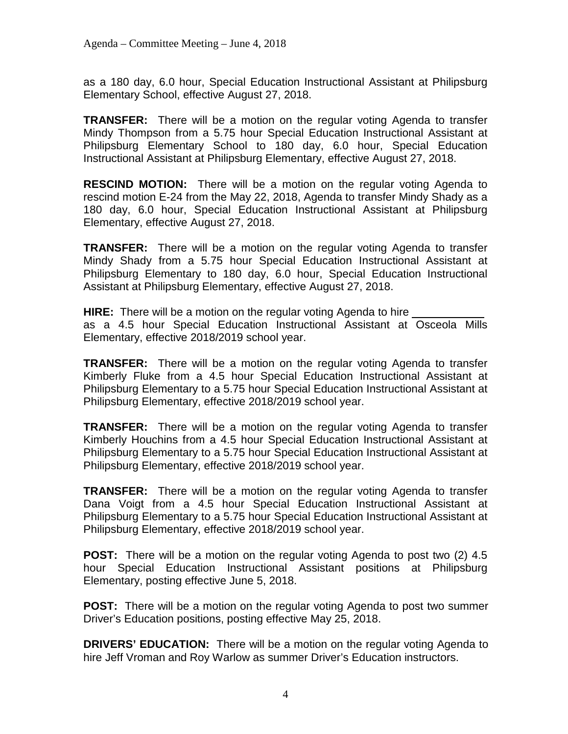as a 180 day, 6.0 hour, Special Education Instructional Assistant at Philipsburg Elementary School, effective August 27, 2018.

**TRANSFER:** There will be a motion on the regular voting Agenda to transfer Mindy Thompson from a 5.75 hour Special Education Instructional Assistant at Philipsburg Elementary School to 180 day, 6.0 hour, Special Education Instructional Assistant at Philipsburg Elementary, effective August 27, 2018.

**RESCIND MOTION:** There will be a motion on the regular voting Agenda to rescind motion E-24 from the May 22, 2018, Agenda to transfer Mindy Shady as a 180 day, 6.0 hour, Special Education Instructional Assistant at Philipsburg Elementary, effective August 27, 2018.

**TRANSFER:** There will be a motion on the regular voting Agenda to transfer Mindy Shady from a 5.75 hour Special Education Instructional Assistant at Philipsburg Elementary to 180 day, 6.0 hour, Special Education Instructional Assistant at Philipsburg Elementary, effective August 27, 2018.

**HIRE:** There will be a motion on the regular voting Agenda to hire ____________ as a 4.5 hour Special Education Instructional Assistant at Osceola Mills Elementary, effective 2018/2019 school year.

**TRANSFER:** There will be a motion on the regular voting Agenda to transfer Kimberly Fluke from a 4.5 hour Special Education Instructional Assistant at Philipsburg Elementary to a 5.75 hour Special Education Instructional Assistant at Philipsburg Elementary, effective 2018/2019 school year.

**TRANSFER:** There will be a motion on the regular voting Agenda to transfer Kimberly Houchins from a 4.5 hour Special Education Instructional Assistant at Philipsburg Elementary to a 5.75 hour Special Education Instructional Assistant at Philipsburg Elementary, effective 2018/2019 school year.

**TRANSFER:** There will be a motion on the regular voting Agenda to transfer Dana Voigt from a 4.5 hour Special Education Instructional Assistant at Philipsburg Elementary to a 5.75 hour Special Education Instructional Assistant at Philipsburg Elementary, effective 2018/2019 school year.

**POST:** There will be a motion on the regular voting Agenda to post two (2) 4.5 hour Special Education Instructional Assistant positions at Philipsburg Elementary, posting effective June 5, 2018.

**POST:** There will be a motion on the regular voting Agenda to post two summer Driver's Education positions, posting effective May 25, 2018.

**DRIVERS' EDUCATION:** There will be a motion on the regular voting Agenda to hire Jeff Vroman and Roy Warlow as summer Driver's Education instructors.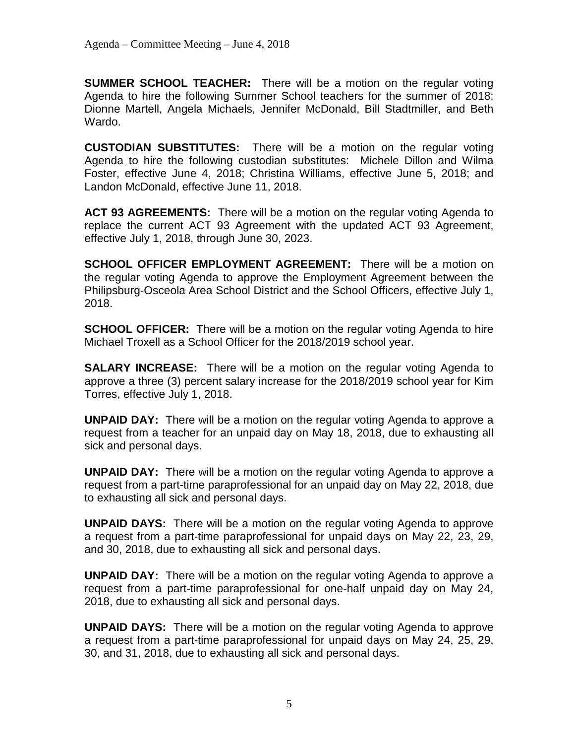**SUMMER SCHOOL TEACHER:** There will be a motion on the regular voting Agenda to hire the following Summer School teachers for the summer of 2018: Dionne Martell, Angela Michaels, Jennifer McDonald, Bill Stadtmiller, and Beth Wardo.

**CUSTODIAN SUBSTITUTES:** There will be a motion on the regular voting Agenda to hire the following custodian substitutes: Michele Dillon and Wilma Foster, effective June 4, 2018; Christina Williams, effective June 5, 2018; and Landon McDonald, effective June 11, 2018.

**ACT 93 AGREEMENTS:** There will be a motion on the regular voting Agenda to replace the current ACT 93 Agreement with the updated ACT 93 Agreement, effective July 1, 2018, through June 30, 2023.

**SCHOOL OFFICER EMPLOYMENT AGREEMENT:** There will be a motion on the regular voting Agenda to approve the Employment Agreement between the Philipsburg-Osceola Area School District and the School Officers, effective July 1, 2018.

**SCHOOL OFFICER:** There will be a motion on the regular voting Agenda to hire Michael Troxell as a School Officer for the 2018/2019 school year.

**SALARY INCREASE:** There will be a motion on the regular voting Agenda to approve a three (3) percent salary increase for the 2018/2019 school year for Kim Torres, effective July 1, 2018.

**UNPAID DAY:** There will be a motion on the regular voting Agenda to approve a request from a teacher for an unpaid day on May 18, 2018, due to exhausting all sick and personal days.

**UNPAID DAY:** There will be a motion on the regular voting Agenda to approve a request from a part-time paraprofessional for an unpaid day on May 22, 2018, due to exhausting all sick and personal days.

**UNPAID DAYS:** There will be a motion on the regular voting Agenda to approve a request from a part-time paraprofessional for unpaid days on May 22, 23, 29, and 30, 2018, due to exhausting all sick and personal days.

**UNPAID DAY:** There will be a motion on the regular voting Agenda to approve a request from a part-time paraprofessional for one-half unpaid day on May 24, 2018, due to exhausting all sick and personal days.

**UNPAID DAYS:** There will be a motion on the regular voting Agenda to approve a request from a part-time paraprofessional for unpaid days on May 24, 25, 29, 30, and 31, 2018, due to exhausting all sick and personal days.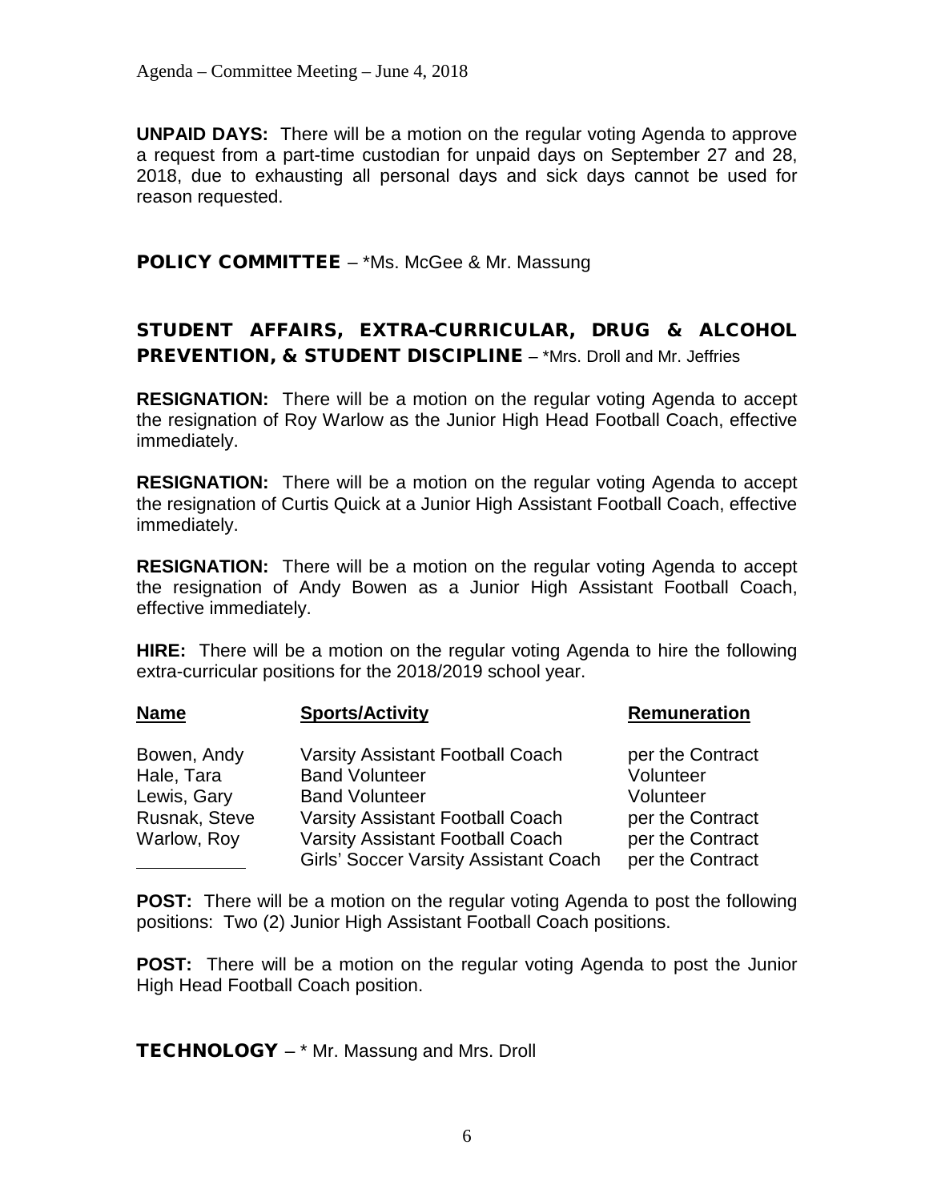**UNPAID DAYS:** There will be a motion on the regular voting Agenda to approve a request from a part-time custodian for unpaid days on September 27 and 28, 2018, due to exhausting all personal days and sick days cannot be used for reason requested.

## POLICY COMMITTEE – *Ms. McGee & Mr. Massung

## STUDENT AFFAIRS, EXTRA-CURRICULAR, DRUG & ALCOHOL PREVENTION, & STUDENT DISCIPLINE – *Mrs. Droll and Mr. Jeffries

**RESIGNATION:** There will be a motion on the regular voting Agenda to accept the resignation of Roy Warlow as the Junior High Head Football Coach, effective immediately.

**RESIGNATION:** There will be a motion on the regular voting Agenda to accept the resignation of Curtis Quick at a Junior High Assistant Football Coach, effective immediately.

**RESIGNATION:** There will be a motion on the regular voting Agenda to accept the resignation of Andy Bowen as a Junior High Assistant Football Coach, effective immediately.

**HIRE:** There will be a motion on the regular voting Agenda to hire the following extra-curricular positions for the 2018/2019 school year.

| Name | Sports/Activity | Remuneration |
|---|---|---|
| Bowen, Andy | Varsity Assistant Football Coach | per the Contract |
| Hale, Tara | Band Volunteer | Volunteer |
| Lewis, Gary | Band Volunteer | Volunteer |
| Rusnak, Steve | Varsity Assistant Football Coach | per the Contract |
| Warlow, Roy | Varsity Assistant Football Coach | per the Contract |
| ___________ | Girls' Soccer Varsity Assistant Coach | per the Contract |

**POST:** There will be a motion on the regular voting Agenda to post the following positions: Two (2) Junior High Assistant Football Coach positions.

**POST:** There will be a motion on the regular voting Agenda to post the Junior High Head Football Coach position.

## TECHNOLOGY – * Mr. Massung and Mrs. Droll